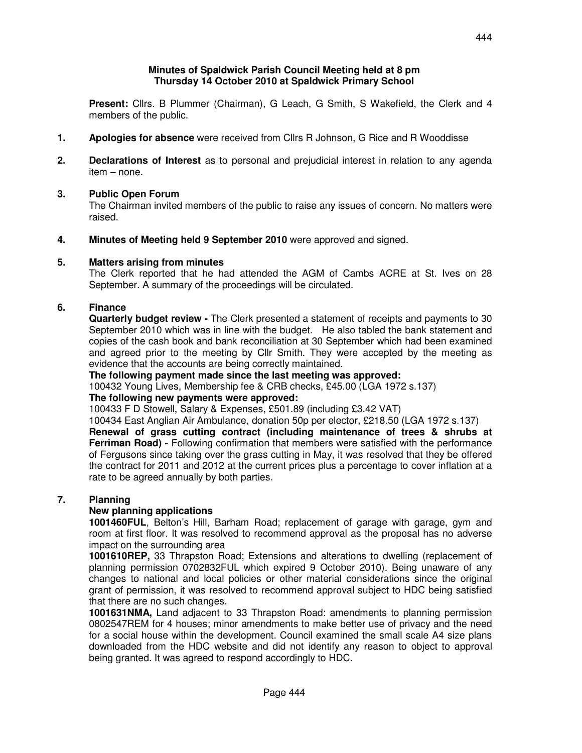**Minutes of Spaldwick Parish Council Meeting held at 8 pm**
**Thursday 14 October 2010 at Spaldwick Primary School**

**Present:** Cllrs. B Plummer (Chairman), G Leach, G Smith, S Wakefield, the Clerk and 4 members of the public.

**1. Apologies for absence** were received from Cllrs R Johnson, G Rice and R Wooddisse

**2. Declarations of Interest** as to personal and prejudicial interest in relation to any agenda item – none.

**3. Public Open Forum**

The Chairman invited members of the public to raise any issues of concern. No matters were raised.

**4. Minutes of Meeting held 9 September 2010** were approved and signed.

**5. Matters arising from minutes**

The Clerk reported that he had attended the AGM of Cambs ACRE at St. Ives on 28 September. A summary of the proceedings will be circulated.

**6. Finance**

**Quarterly budget review -** The Clerk presented a statement of receipts and payments to 30 September 2010 which was in line with the budget. He also tabled the bank statement and copies of the cash book and bank reconciliation at 30 September which had been examined and agreed prior to the meeting by Cllr Smith. They were accepted by the meeting as evidence that the accounts are being correctly maintained.

**The following payment made since the last meeting was approved:**

100432 Young Lives, Membership fee & CRB checks, £45.00 (LGA 1972 s.137)

**The following new payments were approved:**

100433 F D Stowell, Salary & Expenses, £501.89 (including £3.42 VAT)

100434 East Anglian Air Ambulance, donation 50p per elector, £218.50 (LGA 1972 s.137)

**Renewal of grass cutting contract (including maintenance of trees & shrubs at Ferriman Road) -** Following confirmation that members were satisfied with the performance of Fergusons since taking over the grass cutting in May, it was resolved that they be offered the contract for 2011 and 2012 at the current prices plus a percentage to cover inflation at a rate to be agreed annually by both parties.

**7. Planning**

**New planning applications**

**1001460FUL**, Belton's Hill, Barham Road; replacement of garage with garage, gym and room at first floor. It was resolved to recommend approval as the proposal has no adverse impact on the surrounding area

**1001610REP,** 33 Thrapston Road; Extensions and alterations to dwelling (replacement of planning permission 0702832FUL which expired 9 October 2010). Being unaware of any changes to national and local policies or other material considerations since the original grant of permission, it was resolved to recommend approval subject to HDC being satisfied that there are no such changes.

**1001631NMA,** Land adjacent to 33 Thrapston Road: amendments to planning permission 0802547REM for 4 houses; minor amendments to make better use of privacy and the need for a social house within the development. Council examined the small scale A4 size plans downloaded from the HDC website and did not identify any reason to object to approval being granted. It was agreed to respond accordingly to HDC.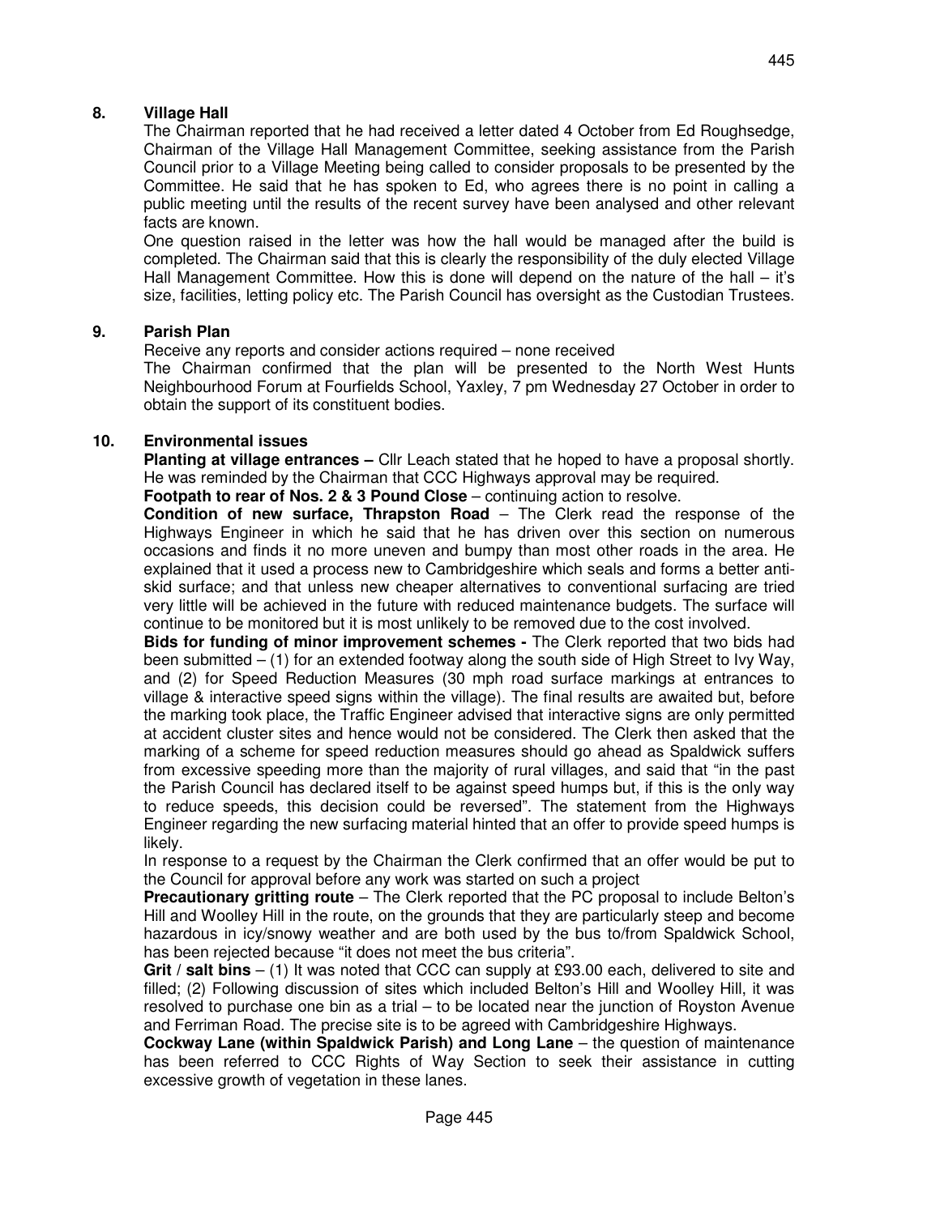## 8. Village Hall

The Chairman reported that he had received a letter dated 4 October from Ed Roughsedge, Chairman of the Village Hall Management Committee, seeking assistance from the Parish Council prior to a Village Meeting being called to consider proposals to be presented by the Committee. He said that he has spoken to Ed, who agrees there is no point in calling a public meeting until the results of the recent survey have been analysed and other relevant facts are known.

One question raised in the letter was how the hall would be managed after the build is completed. The Chairman said that this is clearly the responsibility of the duly elected Village Hall Management Committee. How this is done will depend on the nature of the hall – it's size, facilities, letting policy etc. The Parish Council has oversight as the Custodian Trustees.

## 9. Parish Plan

Receive any reports and consider actions required – none received

The Chairman confirmed that the plan will be presented to the North West Hunts Neighbourhood Forum at Fourfields School, Yaxley, 7 pm Wednesday 27 October in order to obtain the support of its constituent bodies.

## 10. Environmental issues

**Planting at village entrances –** Cllr Leach stated that he hoped to have a proposal shortly. He was reminded by the Chairman that CCC Highways approval may be required.

**Footpath to rear of Nos. 2 & 3 Pound Close** – continuing action to resolve.

**Condition of new surface, Thrapston Road** – The Clerk read the response of the Highways Engineer in which he said that he has driven over this section on numerous occasions and finds it no more uneven and bumpy than most other roads in the area. He explained that it used a process new to Cambridgeshire which seals and forms a better anti-skid surface; and that unless new cheaper alternatives to conventional surfacing are tried very little will be achieved in the future with reduced maintenance budgets. The surface will continue to be monitored but it is most unlikely to be removed due to the cost involved.

**Bids for funding of minor improvement schemes -** The Clerk reported that two bids had been submitted – (1) for an extended footway along the south side of High Street to Ivy Way, and (2) for Speed Reduction Measures (30 mph road surface markings at entrances to village & interactive speed signs within the village). The final results are awaited but, before the marking took place, the Traffic Engineer advised that interactive signs are only permitted at accident cluster sites and hence would not be considered. The Clerk then asked that the marking of a scheme for speed reduction measures should go ahead as Spaldwick suffers from excessive speeding more than the majority of rural villages, and said that "in the past the Parish Council has declared itself to be against speed humps but, if this is the only way to reduce speeds, this decision could be reversed". The statement from the Highways Engineer regarding the new surfacing material hinted that an offer to provide speed humps is likely.

In response to a request by the Chairman the Clerk confirmed that an offer would be put to the Council for approval before any work was started on such a project

**Precautionary gritting route** – The Clerk reported that the PC proposal to include Belton's Hill and Woolley Hill in the route, on the grounds that they are particularly steep and become hazardous in icy/snowy weather and are both used by the bus to/from Spaldwick School, has been rejected because "it does not meet the bus criteria".

**Grit / salt bins** – (1) It was noted that CCC can supply at £93.00 each, delivered to site and filled; (2) Following discussion of sites which included Belton's Hill and Woolley Hill, it was resolved to purchase one bin as a trial – to be located near the junction of Royston Avenue and Ferriman Road. The precise site is to be agreed with Cambridgeshire Highways.

**Cockway Lane (within Spaldwick Parish) and Long Lane** – the question of maintenance has been referred to CCC Rights of Way Section to seek their assistance in cutting excessive growth of vegetation in these lanes.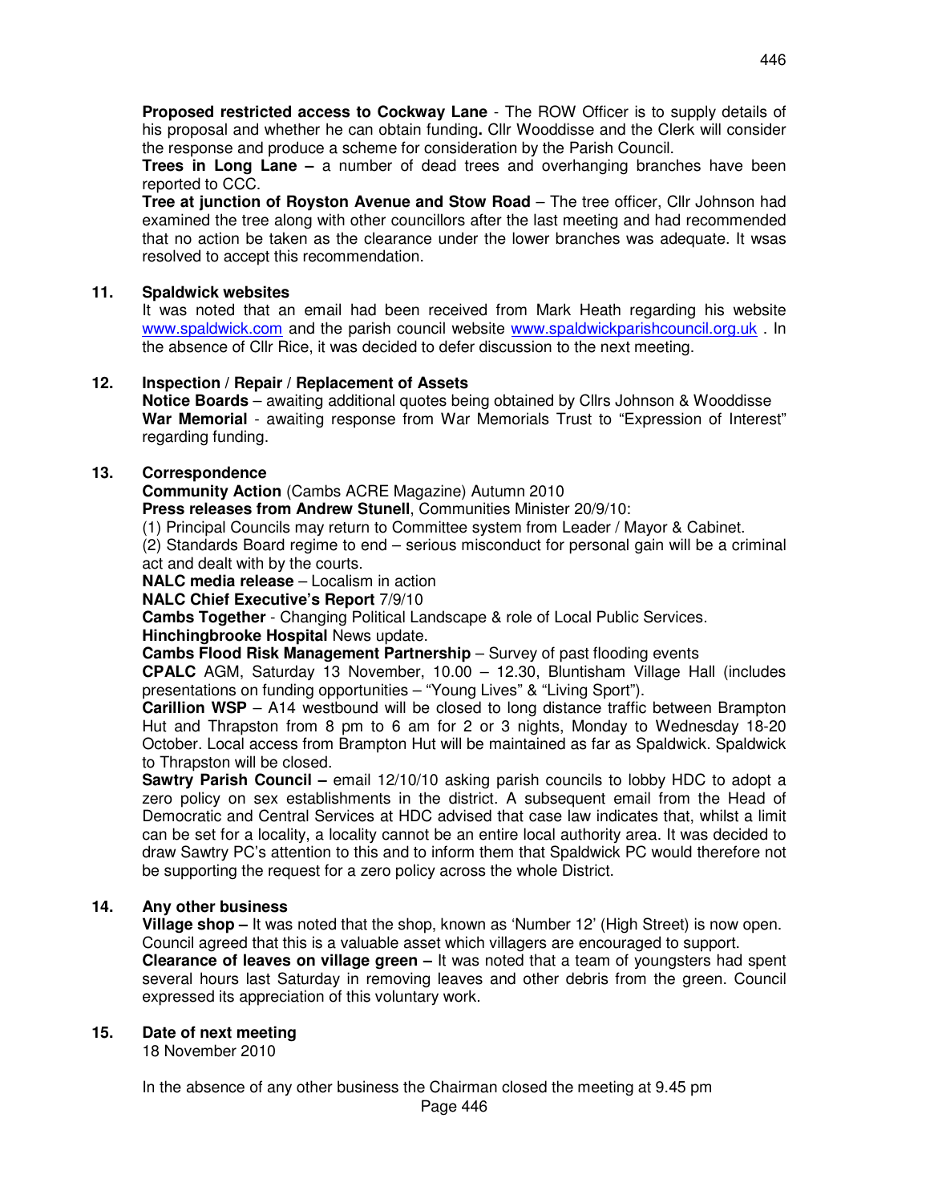**Proposed restricted access to Cockway Lane** - The ROW Officer is to supply details of his proposal and whether he can obtain funding**.** Cllr Wooddisse and the Clerk will consider the response and produce a scheme for consideration by the Parish Council.

**Trees in Long Lane –** a number of dead trees and overhanging branches have been reported to CCC.

**Tree at junction of Royston Avenue and Stow Road** – The tree officer, Cllr Johnson had examined the tree along with other councillors after the last meeting and had recommended that no action be taken as the clearance under the lower branches was adequate. It wsas resolved to accept this recommendation.

## 11. Spaldwick websites

It was noted that an email had been received from Mark Heath regarding his website www.spaldwick.com and the parish council website www.spaldwickparishcouncil.org.uk . In the absence of Cllr Rice, it was decided to defer discussion to the next meeting.

## 12. Inspection / Repair / Replacement of Assets

**Notice Boards** – awaiting additional quotes being obtained by Cllrs Johnson & Wooddisse

**War Memorial** - awaiting response from War Memorials Trust to "Expression of Interest" regarding funding.

## 13. Correspondence

**Community Action** (Cambs ACRE Magazine) Autumn 2010

**Press releases from Andrew Stunell**, Communities Minister 20/9/10:

(1) Principal Councils may return to Committee system from Leader / Mayor & Cabinet.

(2) Standards Board regime to end – serious misconduct for personal gain will be a criminal act and dealt with by the courts.

**NALC media release** – Localism in action

**NALC Chief Executive's Report** 7/9/10

**Cambs Together** - Changing Political Landscape & role of Local Public Services.

**Hinchingbrooke Hospital** News update.

**Cambs Flood Risk Management Partnership** – Survey of past flooding events

**CPALC** AGM, Saturday 13 November, 10.00 – 12.30, Bluntisham Village Hall (includes presentations on funding opportunities – "Young Lives" & "Living Sport").

**Carillion WSP** – A14 westbound will be closed to long distance traffic between Brampton Hut and Thrapston from 8 pm to 6 am for 2 or 3 nights, Monday to Wednesday 18-20 October. Local access from Brampton Hut will be maintained as far as Spaldwick. Spaldwick to Thrapston will be closed.

**Sawtry Parish Council –** email 12/10/10 asking parish councils to lobby HDC to adopt a zero policy on sex establishments in the district. A subsequent email from the Head of Democratic and Central Services at HDC advised that case law indicates that, whilst a limit can be set for a locality, a locality cannot be an entire local authority area. It was decided to draw Sawtry PC's attention to this and to inform them that Spaldwick PC would therefore not be supporting the request for a zero policy across the whole District.

## 14. Any other business

**Village shop –** It was noted that the shop, known as 'Number 12' (High Street) is now open. Council agreed that this is a valuable asset which villagers are encouraged to support.

**Clearance of leaves on village green –** It was noted that a team of youngsters had spent several hours last Saturday in removing leaves and other debris from the green. Council expressed its appreciation of this voluntary work.

## 15. Date of next meeting

18 November 2010

In the absence of any other business the Chairman closed the meeting at 9.45 pm